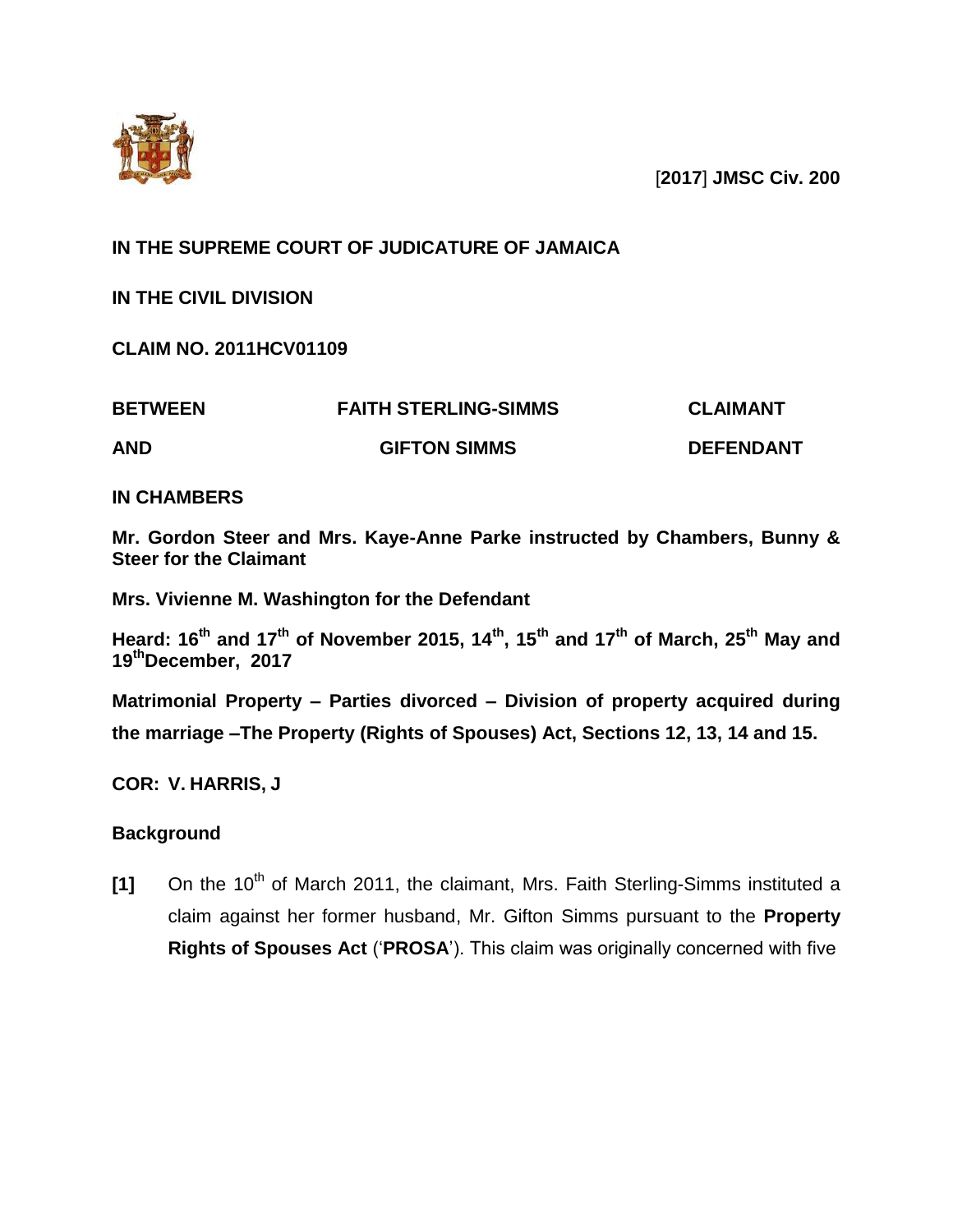[**2017**] **JMSC Civ. 200**

**IN THE SUPREME COURT OF JUDICATURE OF JAMAICA**

**IN THE CIVIL DIVISION**

**CLAIM NO. 2011HCV01109**

| | | |
|---|---|---|
| **BETWEEN** | **FAITH STERLING-SIMMS** | **CLAIMANT** |
| **AND** | **GIFTON SIMMS** | **DEFENDANT** |

**IN CHAMBERS**

**Mr. Gordon Steer and Mrs. Kaye-Anne Parke instructed by Chambers, Bunny & Steer for the Claimant**

**Mrs. Vivienne M. Washington for the Defendant**

**Heard: 16th and 17th of November 2015, 14th, 15th and 17th of March, 25th May and 19th December, 2017**

**Matrimonial Property – Parties divorced – Division of property acquired during the marriage –The Property (Rights of Spouses) Act, Sections 12, 13, 14 and 15.**

**COR: V. HARRIS, J**

**Background**

**[1]** On the 10th of March 2011, the claimant, Mrs. Faith Sterling-Simms instituted a claim against her former husband, Mr. Gifton Simms pursuant to the **Property Rights of Spouses Act** ('**PROSA**'). This claim was originally concerned with five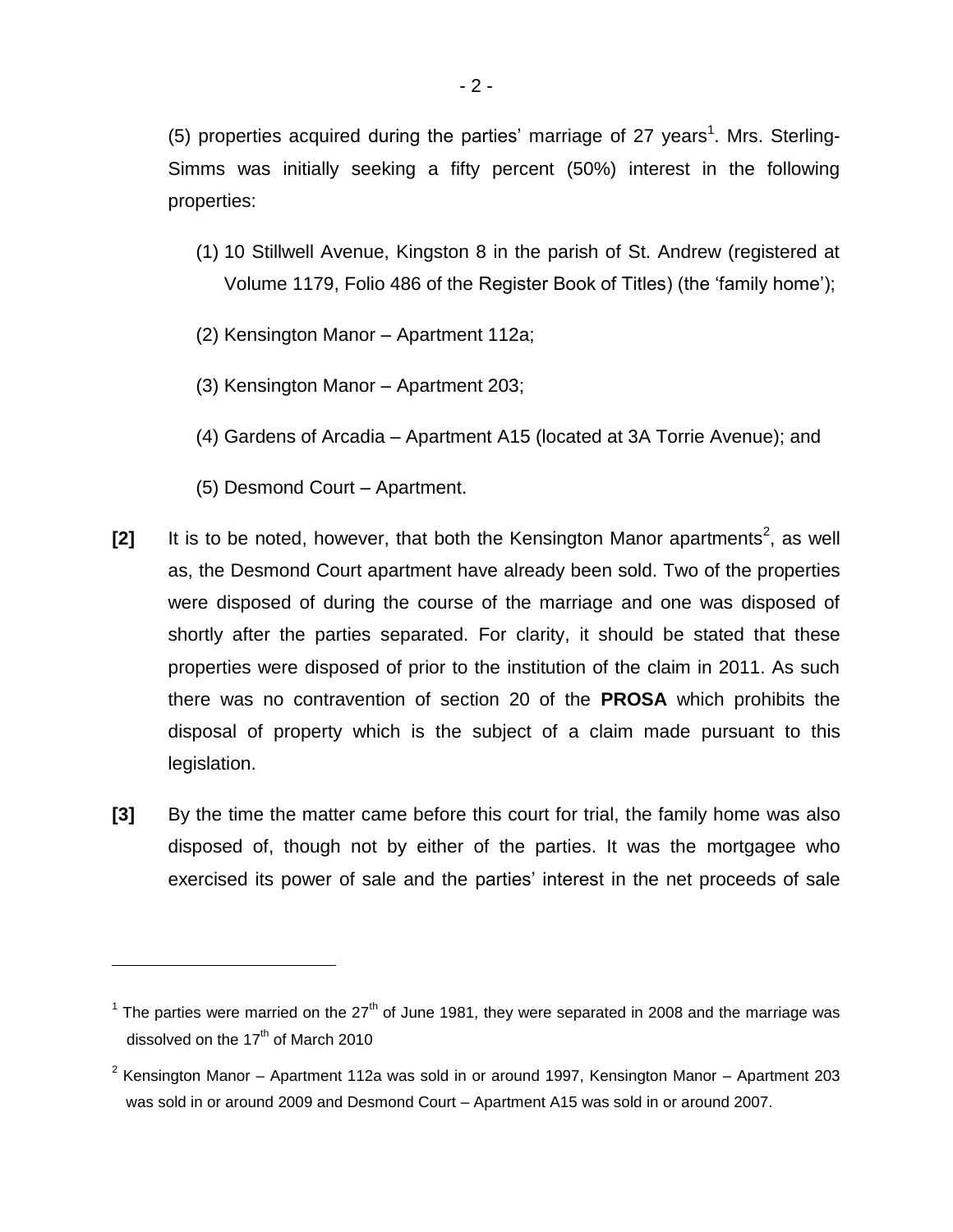(5) properties acquired during the parties' marriage of 27 years[1]. Mrs. Sterling-Simms was initially seeking a fifty percent (50%) interest in the following properties:

(1) 10 Stillwell Avenue, Kingston 8 in the parish of St. Andrew (registered at Volume 1179, Folio 486 of the Register Book of Titles) (the 'family home');

(2) Kensington Manor – Apartment 112a;

(3) Kensington Manor – Apartment 203;

(4) Gardens of Arcadia – Apartment A15 (located at 3A Torrie Avenue); and

(5) Desmond Court – Apartment.

**[2]** It is to be noted, however, that both the Kensington Manor apartments[2], as well as, the Desmond Court apartment have already been sold. Two of the properties were disposed of during the course of the marriage and one was disposed of shortly after the parties separated. For clarity, it should be stated that these properties were disposed of prior to the institution of the claim in 2011. As such there was no contravention of section 20 of the **PROSA** which prohibits the disposal of property which is the subject of a claim made pursuant to this legislation.

**[3]** By the time the matter came before this court for trial, the family home was also disposed of, though not by either of the parties. It was the mortgagee who exercised its power of sale and the parties' interest in the net proceeds of sale

---

[1] The parties were married on the 27th of June 1981, they were separated in 2008 and the marriage was dissolved on the 17th of March 2010

[2] Kensington Manor – Apartment 112a was sold in or around 1997, Kensington Manor – Apartment 203 was sold in or around 2009 and Desmond Court – Apartment A15 was sold in or around 2007.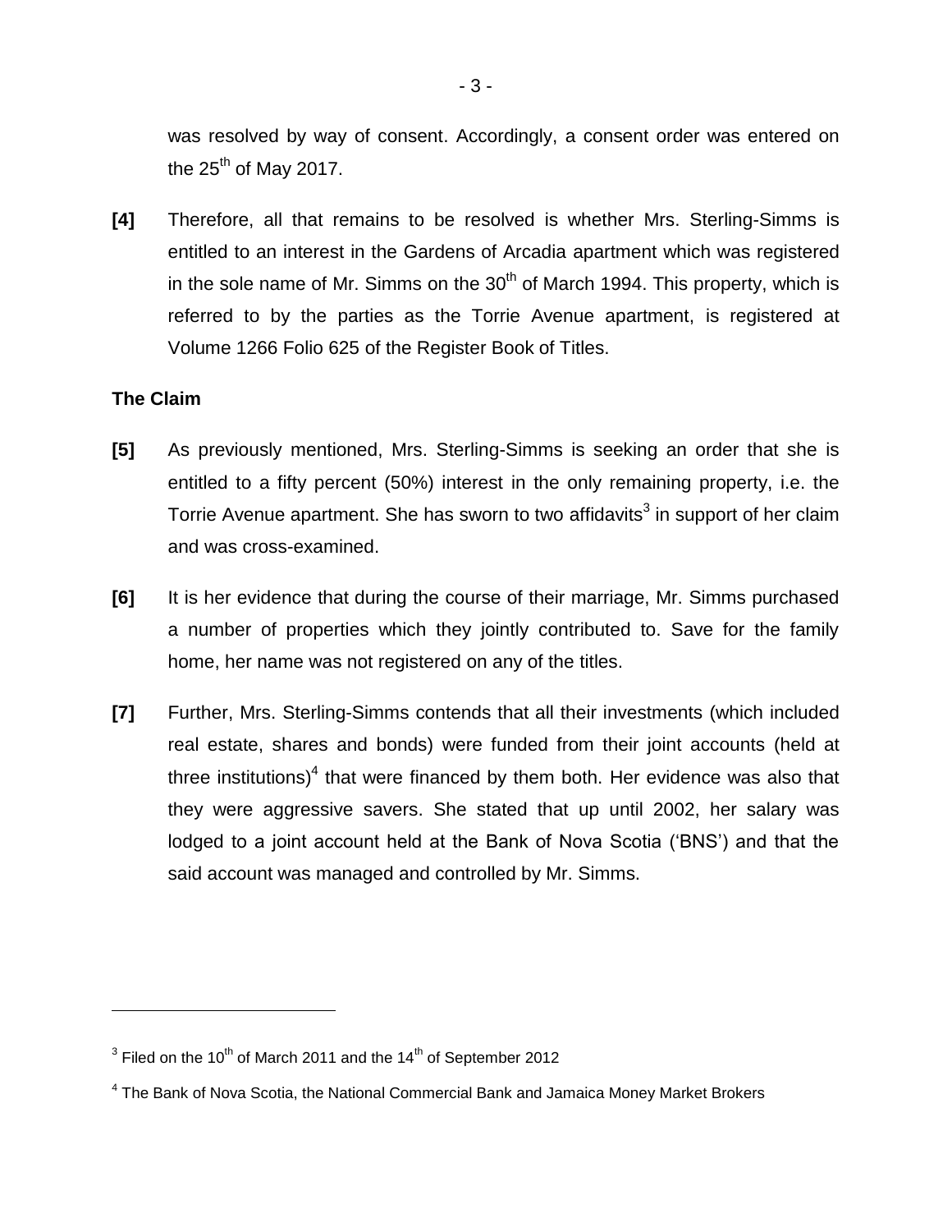was resolved by way of consent. Accordingly, a consent order was entered on the 25th of May 2017.

**[4]** Therefore, all that remains to be resolved is whether Mrs. Sterling-Simms is entitled to an interest in the Gardens of Arcadia apartment which was registered in the sole name of Mr. Simms on the 30th of March 1994. This property, which is referred to by the parties as the Torrie Avenue apartment, is registered at Volume 1266 Folio 625 of the Register Book of Titles.

**The Claim**

**[5]** As previously mentioned, Mrs. Sterling-Simms is seeking an order that she is entitled to a fifty percent (50%) interest in the only remaining property, i.e. the Torrie Avenue apartment. She has sworn to two affidavits[3] in support of her claim and was cross-examined.

**[6]** It is her evidence that during the course of their marriage, Mr. Simms purchased a number of properties which they jointly contributed to. Save for the family home, her name was not registered on any of the titles.

**[7]** Further, Mrs. Sterling-Simms contends that all their investments (which included real estate, shares and bonds) were funded from their joint accounts (held at three institutions)[4] that were financed by them both. Her evidence was also that they were aggressive savers. She stated that up until 2002, her salary was lodged to a joint account held at the Bank of Nova Scotia ('BNS') and that the said account was managed and controlled by Mr. Simms.

---

[3] Filed on the 10th of March 2011 and the 14th of September 2012

[4] The Bank of Nova Scotia, the National Commercial Bank and Jamaica Money Market Brokers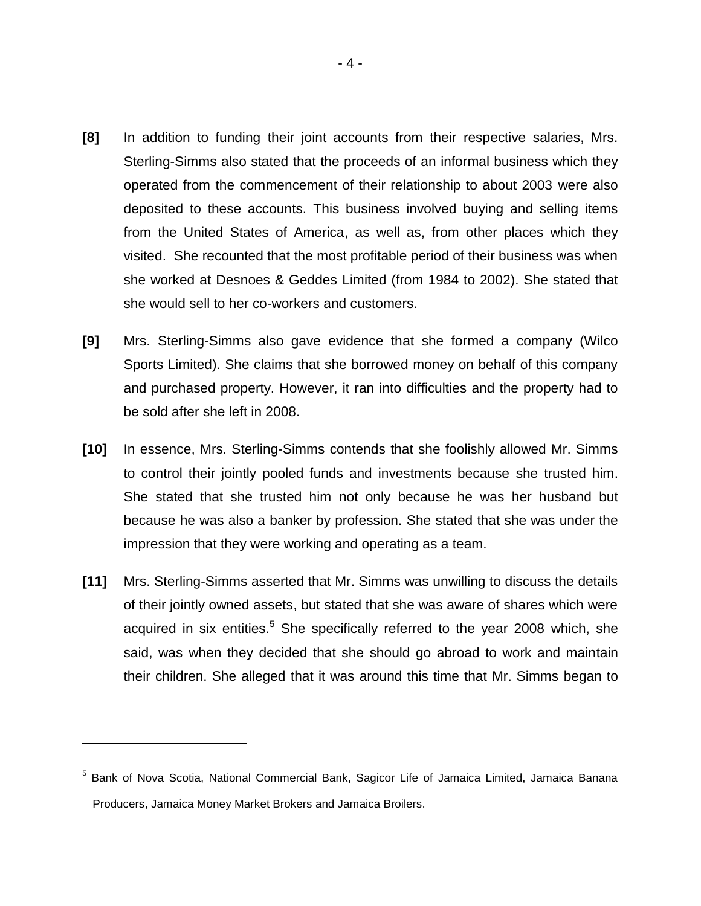**[8]** In addition to funding their joint accounts from their respective salaries, Mrs. Sterling-Simms also stated that the proceeds of an informal business which they operated from the commencement of their relationship to about 2003 were also deposited to these accounts. This business involved buying and selling items from the United States of America, as well as, from other places which they visited. She recounted that the most profitable period of their business was when she worked at Desnoes & Geddes Limited (from 1984 to 2002). She stated that she would sell to her co-workers and customers.

**[9]** Mrs. Sterling-Simms also gave evidence that she formed a company (Wilco Sports Limited). She claims that she borrowed money on behalf of this company and purchased property. However, it ran into difficulties and the property had to be sold after she left in 2008.

**[10]** In essence, Mrs. Sterling-Simms contends that she foolishly allowed Mr. Simms to control their jointly pooled funds and investments because she trusted him. She stated that she trusted him not only because he was her husband but because he was also a banker by profession. She stated that she was under the impression that they were working and operating as a team.

**[11]** Mrs. Sterling-Simms asserted that Mr. Simms was unwilling to discuss the details of their jointly owned assets, but stated that she was aware of shares which were acquired in six entities.[5] She specifically referred to the year 2008 which, she said, was when they decided that she should go abroad to work and maintain their children. She alleged that it was around this time that Mr. Simms began to

---

[5] Bank of Nova Scotia, National Commercial Bank, Sagicor Life of Jamaica Limited, Jamaica Banana Producers, Jamaica Money Market Brokers and Jamaica Broilers.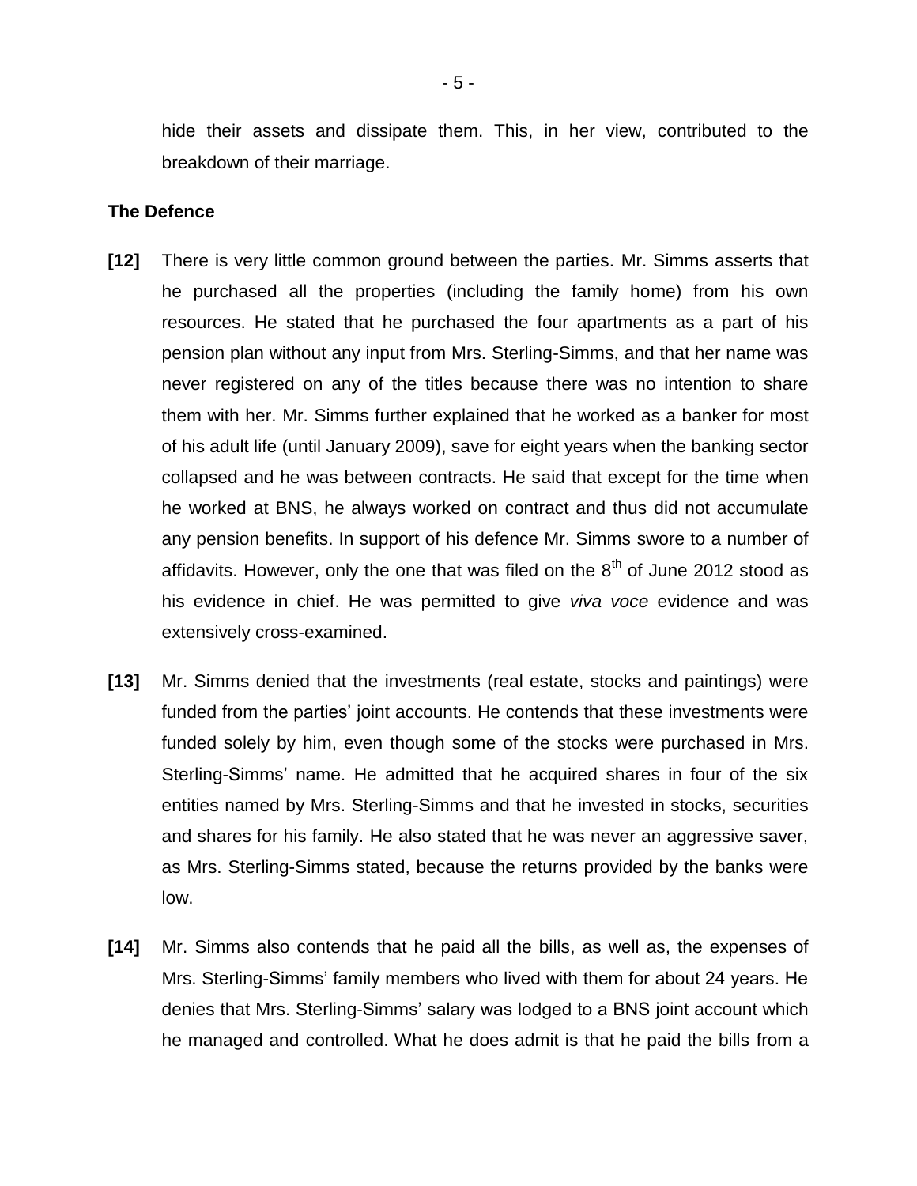hide their assets and dissipate them. This, in her view, contributed to the breakdown of their marriage.

**The Defence**

**[12]** There is very little common ground between the parties. Mr. Simms asserts that he purchased all the properties (including the family home) from his own resources. He stated that he purchased the four apartments as a part of his pension plan without any input from Mrs. Sterling-Simms, and that her name was never registered on any of the titles because there was no intention to share them with her. Mr. Simms further explained that he worked as a banker for most of his adult life (until January 2009), save for eight years when the banking sector collapsed and he was between contracts. He said that except for the time when he worked at BNS, he always worked on contract and thus did not accumulate any pension benefits. In support of his defence Mr. Simms swore to a number of affidavits. However, only the one that was filed on the 8th of June 2012 stood as his evidence in chief. He was permitted to give *viva voce* evidence and was extensively cross-examined.

**[13]** Mr. Simms denied that the investments (real estate, stocks and paintings) were funded from the parties' joint accounts. He contends that these investments were funded solely by him, even though some of the stocks were purchased in Mrs. Sterling-Simms' name. He admitted that he acquired shares in four of the six entities named by Mrs. Sterling-Simms and that he invested in stocks, securities and shares for his family. He also stated that he was never an aggressive saver, as Mrs. Sterling-Simms stated, because the returns provided by the banks were low.

**[14]** Mr. Simms also contends that he paid all the bills, as well as, the expenses of Mrs. Sterling-Simms' family members who lived with them for about 24 years. He denies that Mrs. Sterling-Simms' salary was lodged to a BNS joint account which he managed and controlled. What he does admit is that he paid the bills from a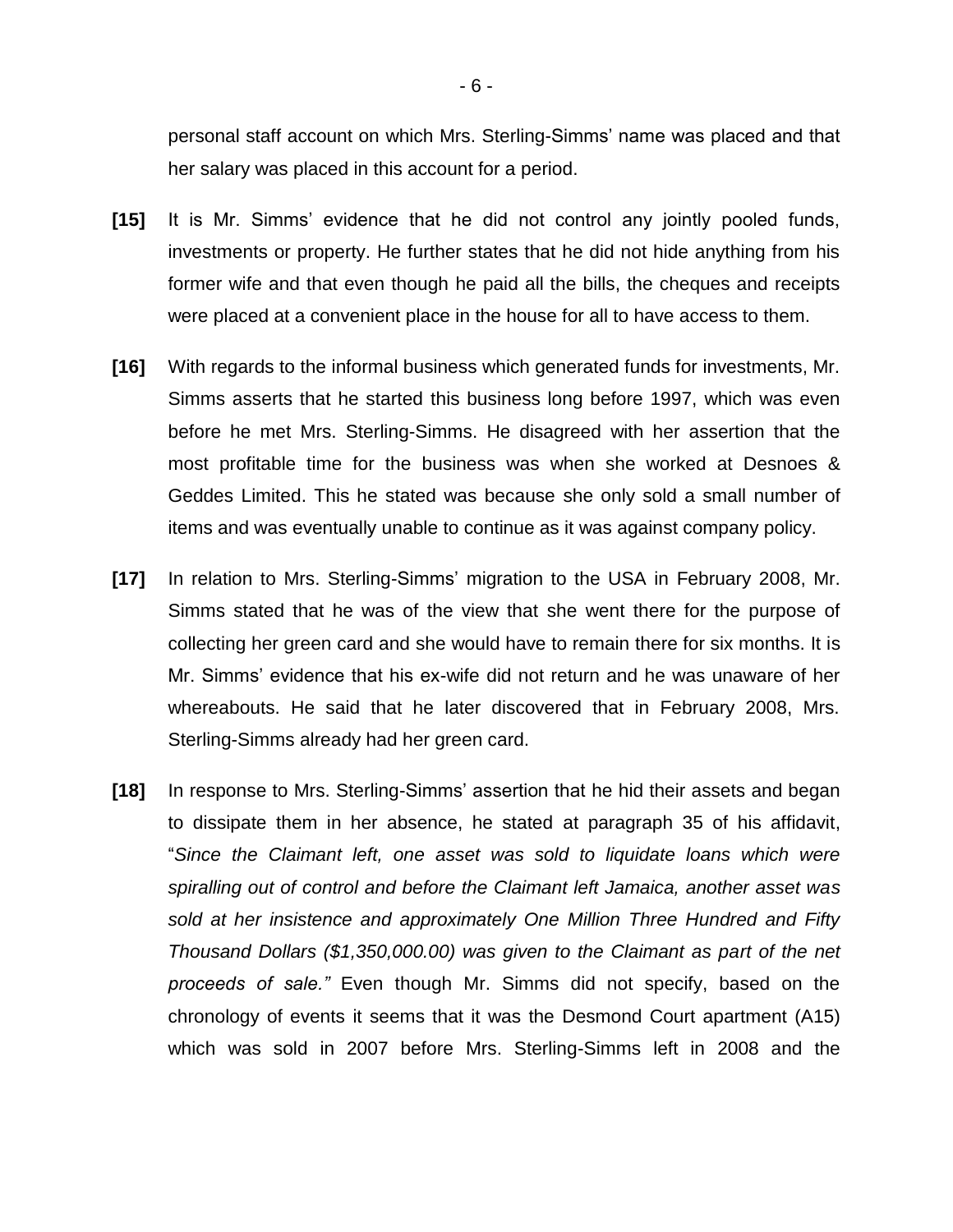personal staff account on which Mrs. Sterling-Simms' name was placed and that her salary was placed in this account for a period.

**[15]** It is Mr. Simms' evidence that he did not control any jointly pooled funds, investments or property. He further states that he did not hide anything from his former wife and that even though he paid all the bills, the cheques and receipts were placed at a convenient place in the house for all to have access to them.

**[16]** With regards to the informal business which generated funds for investments, Mr. Simms asserts that he started this business long before 1997, which was even before he met Mrs. Sterling-Simms. He disagreed with her assertion that the most profitable time for the business was when she worked at Desnoes & Geddes Limited. This he stated was because she only sold a small number of items and was eventually unable to continue as it was against company policy.

**[17]** In relation to Mrs. Sterling-Simms' migration to the USA in February 2008, Mr. Simms stated that he was of the view that she went there for the purpose of collecting her green card and she would have to remain there for six months. It is Mr. Simms' evidence that his ex-wife did not return and he was unaware of her whereabouts. He said that he later discovered that in February 2008, Mrs. Sterling-Simms already had her green card.

**[18]** In response to Mrs. Sterling-Simms' assertion that he hid their assets and began to dissipate them in her absence, he stated at paragraph 35 of his affidavit, "*Since the Claimant left, one asset was sold to liquidate loans which were spiralling out of control and before the Claimant left Jamaica, another asset was sold at her insistence and approximately One Million Three Hundred and Fifty Thousand Dollars ($1,350,000.00) was given to the Claimant as part of the net proceeds of sale.*" Even though Mr. Simms did not specify, based on the chronology of events it seems that it was the Desmond Court apartment (A15) which was sold in 2007 before Mrs. Sterling-Simms left in 2008 and the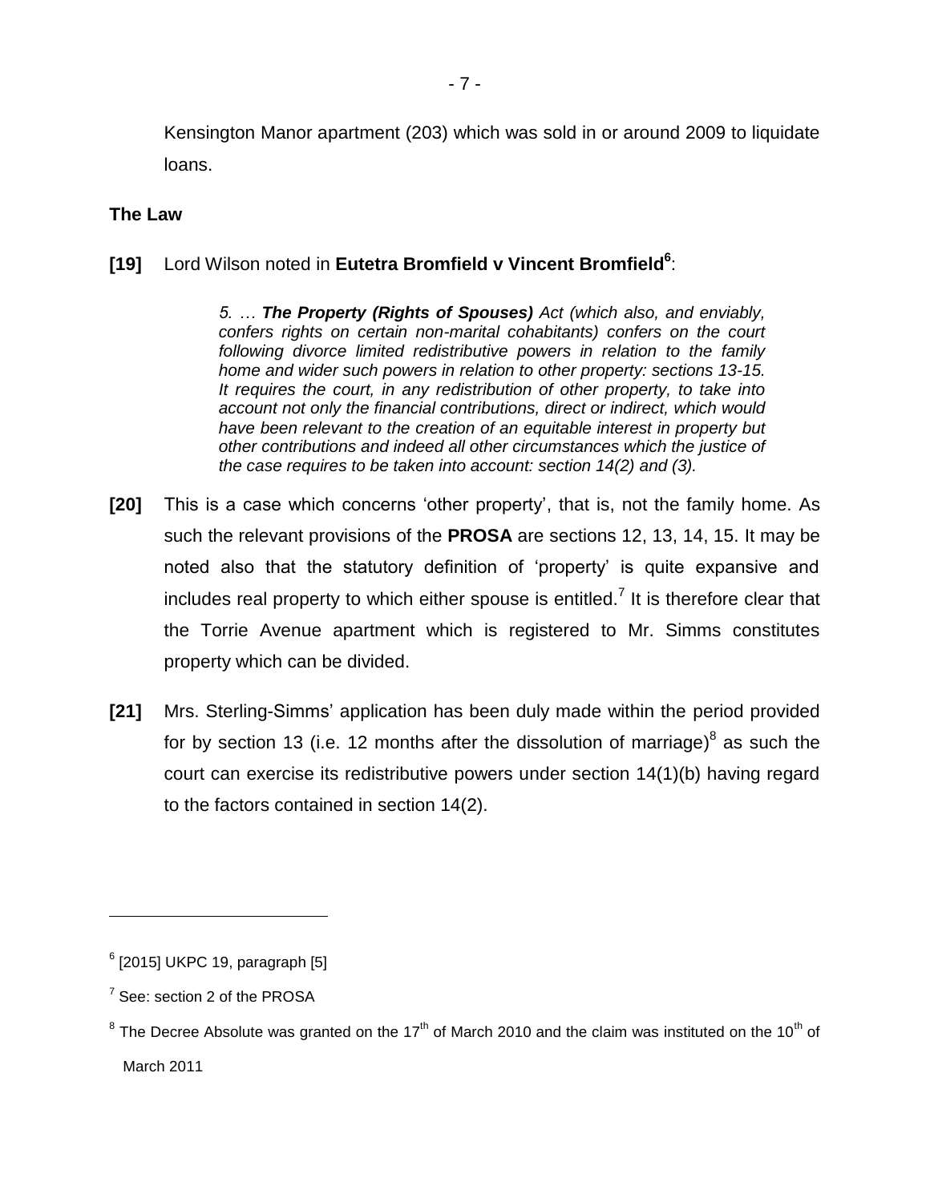Kensington Manor apartment (203) which was sold in or around 2009 to liquidate loans.

## The Law

**[19]** Lord Wilson noted in **Eutetra Bromfield v Vincent Bromfield**[6]:

> *5. … **The Property (Rights of Spouses)** Act (which also, and enviably, confers rights on certain non-marital cohabitants) confers on the court following divorce limited redistributive powers in relation to the family home and wider such powers in relation to other property: sections 13-15. It requires the court, in any redistribution of other property, to take into account not only the financial contributions, direct or indirect, which would have been relevant to the creation of an equitable interest in property but other contributions and indeed all other circumstances which the justice of the case requires to be taken into account: section 14(2) and (3).*

**[20]** This is a case which concerns 'other property', that is, not the family home. As such the relevant provisions of the **PROSA** are sections 12, 13, 14, 15. It may be noted also that the statutory definition of 'property' is quite expansive and includes real property to which either spouse is entitled.[7] It is therefore clear that the Torrie Avenue apartment which is registered to Mr. Simms constitutes property which can be divided.

**[21]** Mrs. Sterling-Simms' application has been duly made within the period provided for by section 13 (i.e. 12 months after the dissolution of marriage)[8] as such the court can exercise its redistributive powers under section 14(1)(b) having regard to the factors contained in section 14(2).

---

[6] [2015] UKPC 19, paragraph [5]

[7] See: section 2 of the PROSA

[8] The Decree Absolute was granted on the 17th of March 2010 and the claim was instituted on the 10th of March 2011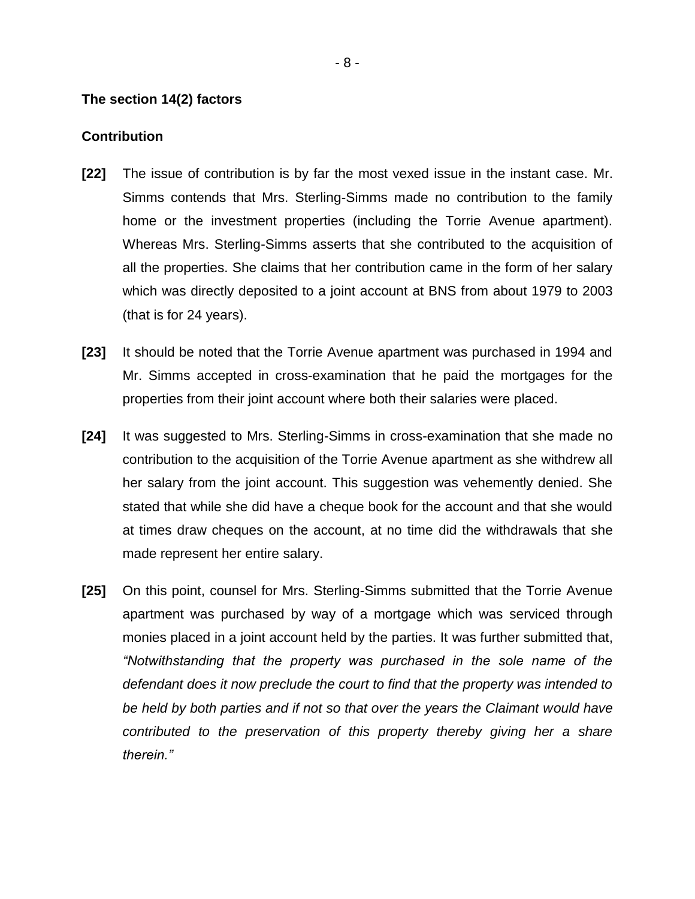**The section 14(2) factors**

**Contribution**

**[22]** The issue of contribution is by far the most vexed issue in the instant case. Mr. Simms contends that Mrs. Sterling-Simms made no contribution to the family home or the investment properties (including the Torrie Avenue apartment). Whereas Mrs. Sterling-Simms asserts that she contributed to the acquisition of all the properties. She claims that her contribution came in the form of her salary which was directly deposited to a joint account at BNS from about 1979 to 2003 (that is for 24 years).

**[23]** It should be noted that the Torrie Avenue apartment was purchased in 1994 and Mr. Simms accepted in cross-examination that he paid the mortgages for the properties from their joint account where both their salaries were placed.

**[24]** It was suggested to Mrs. Sterling-Simms in cross-examination that she made no contribution to the acquisition of the Torrie Avenue apartment as she withdrew all her salary from the joint account. This suggestion was vehemently denied. She stated that while she did have a cheque book for the account and that she would at times draw cheques on the account, at no time did the withdrawals that she made represent her entire salary.

**[25]** On this point, counsel for Mrs. Sterling-Simms submitted that the Torrie Avenue apartment was purchased by way of a mortgage which was serviced through monies placed in a joint account held by the parties. It was further submitted that, *"Notwithstanding that the property was purchased in the sole name of the defendant does it now preclude the court to find that the property was intended to be held by both parties and if not so that over the years the Claimant would have contributed to the preservation of this property thereby giving her a share therein."*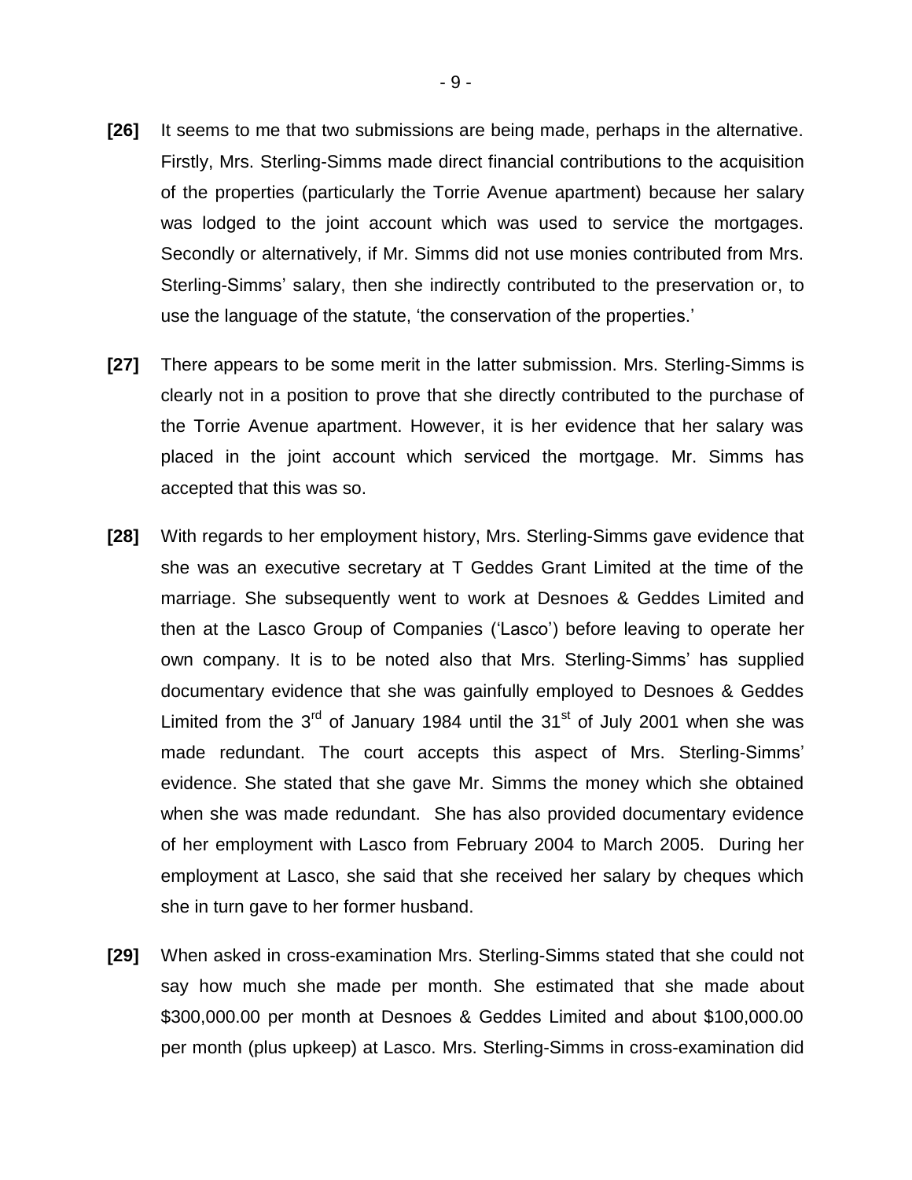**[26]** It seems to me that two submissions are being made, perhaps in the alternative. Firstly, Mrs. Sterling-Simms made direct financial contributions to the acquisition of the properties (particularly the Torrie Avenue apartment) because her salary was lodged to the joint account which was used to service the mortgages. Secondly or alternatively, if Mr. Simms did not use monies contributed from Mrs. Sterling-Simms' salary, then she indirectly contributed to the preservation or, to use the language of the statute, 'the conservation of the properties.'

**[27]** There appears to be some merit in the latter submission. Mrs. Sterling-Simms is clearly not in a position to prove that she directly contributed to the purchase of the Torrie Avenue apartment. However, it is her evidence that her salary was placed in the joint account which serviced the mortgage. Mr. Simms has accepted that this was so.

**[28]** With regards to her employment history, Mrs. Sterling-Simms gave evidence that she was an executive secretary at T Geddes Grant Limited at the time of the marriage. She subsequently went to work at Desnoes & Geddes Limited and then at the Lasco Group of Companies ('Lasco') before leaving to operate her own company. It is to be noted also that Mrs. Sterling-Simms' has supplied documentary evidence that she was gainfully employed to Desnoes & Geddes Limited from the 3rd of January 1984 until the 31st of July 2001 when she was made redundant. The court accepts this aspect of Mrs. Sterling-Simms' evidence. She stated that she gave Mr. Simms the money which she obtained when she was made redundant. She has also provided documentary evidence of her employment with Lasco from February 2004 to March 2005. During her employment at Lasco, she said that she received her salary by cheques which she in turn gave to her former husband.

**[29]** When asked in cross-examination Mrs. Sterling-Simms stated that she could not say how much she made per month. She estimated that she made about $300,000.00 per month at Desnoes & Geddes Limited and about $100,000.00 per month (plus upkeep) at Lasco. Mrs. Sterling-Simms in cross-examination did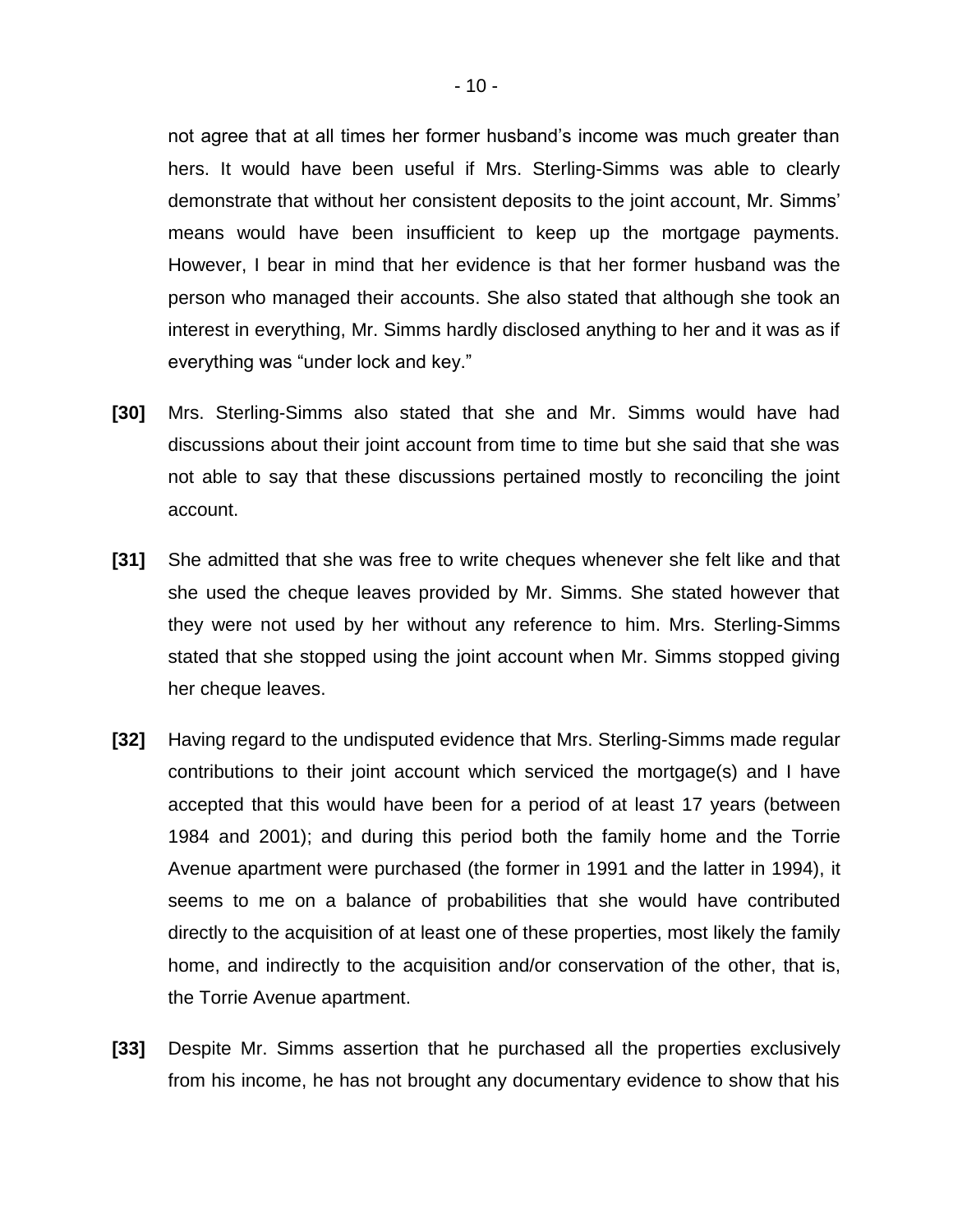not agree that at all times her former husband's income was much greater than hers. It would have been useful if Mrs. Sterling-Simms was able to clearly demonstrate that without her consistent deposits to the joint account, Mr. Simms' means would have been insufficient to keep up the mortgage payments. However, I bear in mind that her evidence is that her former husband was the person who managed their accounts. She also stated that although she took an interest in everything, Mr. Simms hardly disclosed anything to her and it was as if everything was "under lock and key."

**[30]** Mrs. Sterling-Simms also stated that she and Mr. Simms would have had discussions about their joint account from time to time but she said that she was not able to say that these discussions pertained mostly to reconciling the joint account.

**[31]** She admitted that she was free to write cheques whenever she felt like and that she used the cheque leaves provided by Mr. Simms. She stated however that they were not used by her without any reference to him. Mrs. Sterling-Simms stated that she stopped using the joint account when Mr. Simms stopped giving her cheque leaves.

**[32]** Having regard to the undisputed evidence that Mrs. Sterling-Simms made regular contributions to their joint account which serviced the mortgage(s) and I have accepted that this would have been for a period of at least 17 years (between 1984 and 2001); and during this period both the family home and the Torrie Avenue apartment were purchased (the former in 1991 and the latter in 1994), it seems to me on a balance of probabilities that she would have contributed directly to the acquisition of at least one of these properties, most likely the family home, and indirectly to the acquisition and/or conservation of the other, that is, the Torrie Avenue apartment.

**[33]** Despite Mr. Simms assertion that he purchased all the properties exclusively from his income, he has not brought any documentary evidence to show that his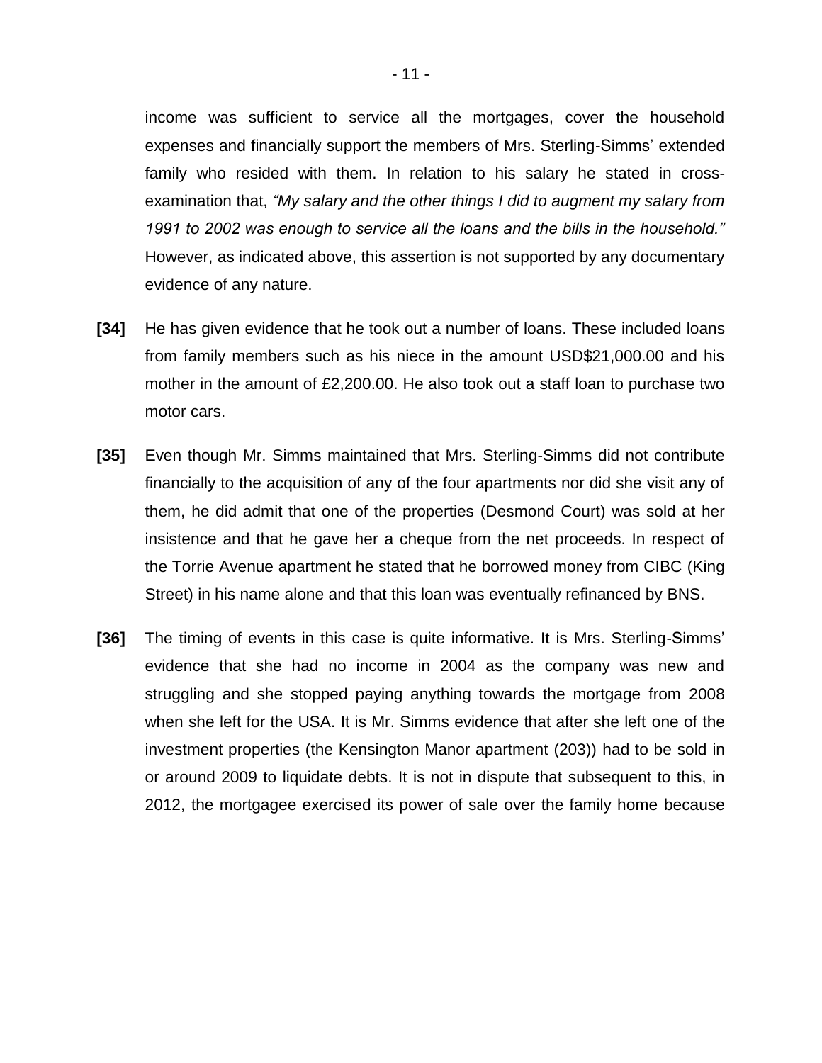income was sufficient to service all the mortgages, cover the household expenses and financially support the members of Mrs. Sterling-Simms' extended family who resided with them. In relation to his salary he stated in cross-examination that, *"My salary and the other things I did to augment my salary from 1991 to 2002 was enough to service all the loans and the bills in the household."* However, as indicated above, this assertion is not supported by any documentary evidence of any nature.

**[34]** He has given evidence that he took out a number of loans. These included loans from family members such as his niece in the amount USD$21,000.00 and his mother in the amount of £2,200.00. He also took out a staff loan to purchase two motor cars.

**[35]** Even though Mr. Simms maintained that Mrs. Sterling-Simms did not contribute financially to the acquisition of any of the four apartments nor did she visit any of them, he did admit that one of the properties (Desmond Court) was sold at her insistence and that he gave her a cheque from the net proceeds. In respect of the Torrie Avenue apartment he stated that he borrowed money from CIBC (King Street) in his name alone and that this loan was eventually refinanced by BNS.

**[36]** The timing of events in this case is quite informative. It is Mrs. Sterling-Simms' evidence that she had no income in 2004 as the company was new and struggling and she stopped paying anything towards the mortgage from 2008 when she left for the USA. It is Mr. Simms evidence that after she left one of the investment properties (the Kensington Manor apartment (203)) had to be sold in or around 2009 to liquidate debts. It is not in dispute that subsequent to this, in 2012, the mortgagee exercised its power of sale over the family home because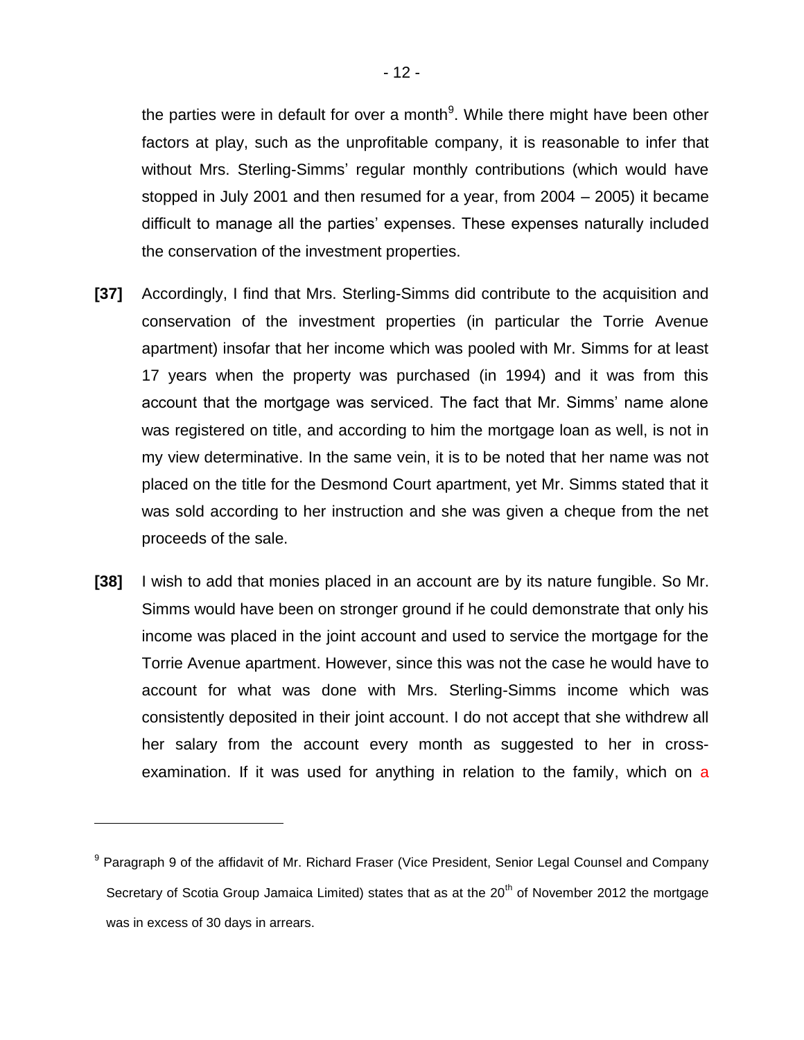the parties were in default for over a month[9]. While there might have been other factors at play, such as the unprofitable company, it is reasonable to infer that without Mrs. Sterling-Simms' regular monthly contributions (which would have stopped in July 2001 and then resumed for a year, from 2004 – 2005) it became difficult to manage all the parties' expenses. These expenses naturally included the conservation of the investment properties.

**[37]** Accordingly, I find that Mrs. Sterling-Simms did contribute to the acquisition and conservation of the investment properties (in particular the Torrie Avenue apartment) insofar that her income which was pooled with Mr. Simms for at least 17 years when the property was purchased (in 1994) and it was from this account that the mortgage was serviced. The fact that Mr. Simms' name alone was registered on title, and according to him the mortgage loan as well, is not in my view determinative. In the same vein, it is to be noted that her name was not placed on the title for the Desmond Court apartment, yet Mr. Simms stated that it was sold according to her instruction and she was given a cheque from the net proceeds of the sale.

**[38]** I wish to add that monies placed in an account are by its nature fungible. So Mr. Simms would have been on stronger ground if he could demonstrate that only his income was placed in the joint account and used to service the mortgage for the Torrie Avenue apartment. However, since this was not the case he would have to account for what was done with Mrs. Sterling-Simms income which was consistently deposited in their joint account. I do not accept that she withdrew all her salary from the account every month as suggested to her in cross-examination. If it was used for anything in relation to the family, which on a

---

[9] Paragraph 9 of the affidavit of Mr. Richard Fraser (Vice President, Senior Legal Counsel and Company Secretary of Scotia Group Jamaica Limited) states that as at the 20th of November 2012 the mortgage was in excess of 30 days in arrears.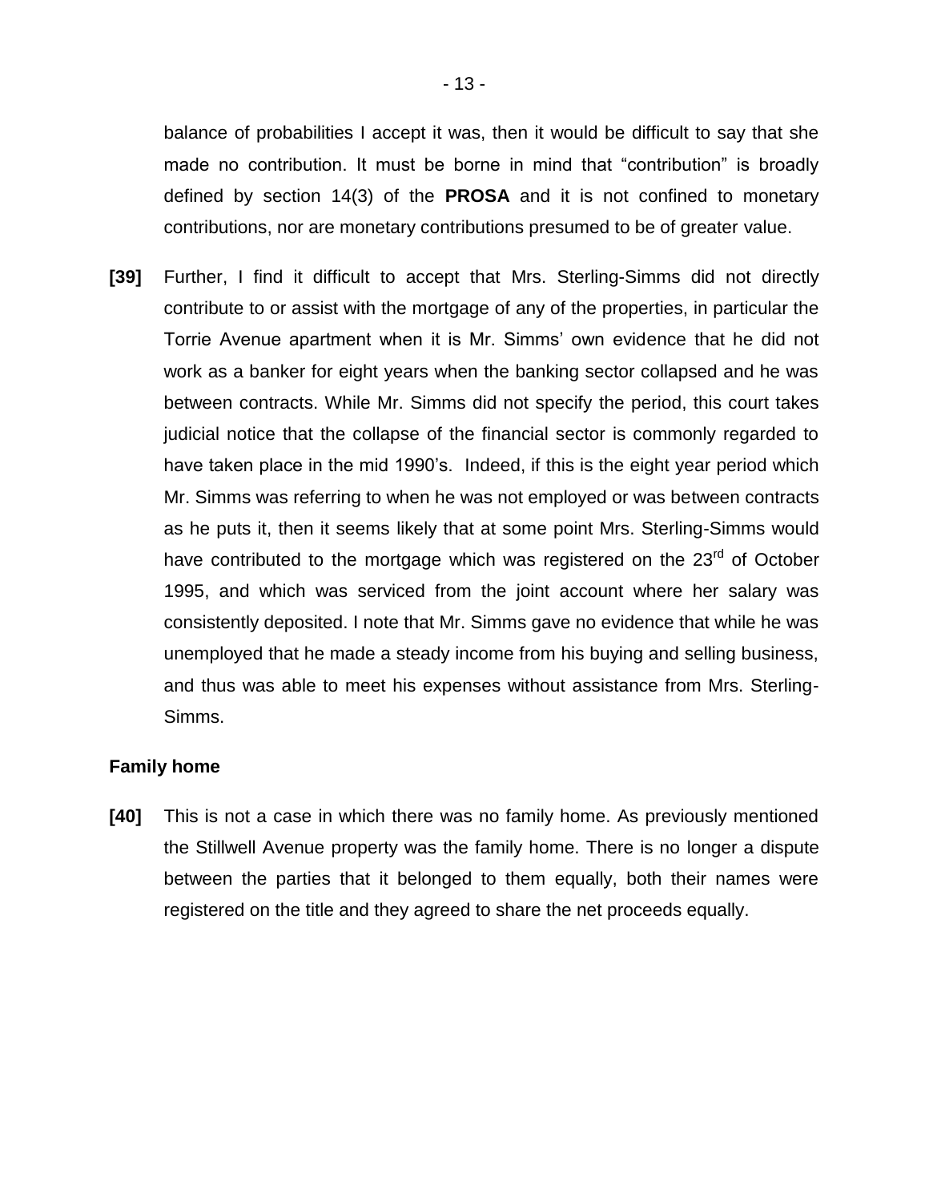balance of probabilities I accept it was, then it would be difficult to say that she made no contribution. It must be borne in mind that "contribution" is broadly defined by section 14(3) of the **PROSA** and it is not confined to monetary contributions, nor are monetary contributions presumed to be of greater value.

**[39]** Further, I find it difficult to accept that Mrs. Sterling-Simms did not directly contribute to or assist with the mortgage of any of the properties, in particular the Torrie Avenue apartment when it is Mr. Simms' own evidence that he did not work as a banker for eight years when the banking sector collapsed and he was between contracts. While Mr. Simms did not specify the period, this court takes judicial notice that the collapse of the financial sector is commonly regarded to have taken place in the mid 1990's. Indeed, if this is the eight year period which Mr. Simms was referring to when he was not employed or was between contracts as he puts it, then it seems likely that at some point Mrs. Sterling-Simms would have contributed to the mortgage which was registered on the 23rd of October 1995, and which was serviced from the joint account where her salary was consistently deposited. I note that Mr. Simms gave no evidence that while he was unemployed that he made a steady income from his buying and selling business, and thus was able to meet his expenses without assistance from Mrs. Sterling-Simms.

**Family home**

**[40]** This is not a case in which there was no family home. As previously mentioned the Stillwell Avenue property was the family home. There is no longer a dispute between the parties that it belonged to them equally, both their names were registered on the title and they agreed to share the net proceeds equally.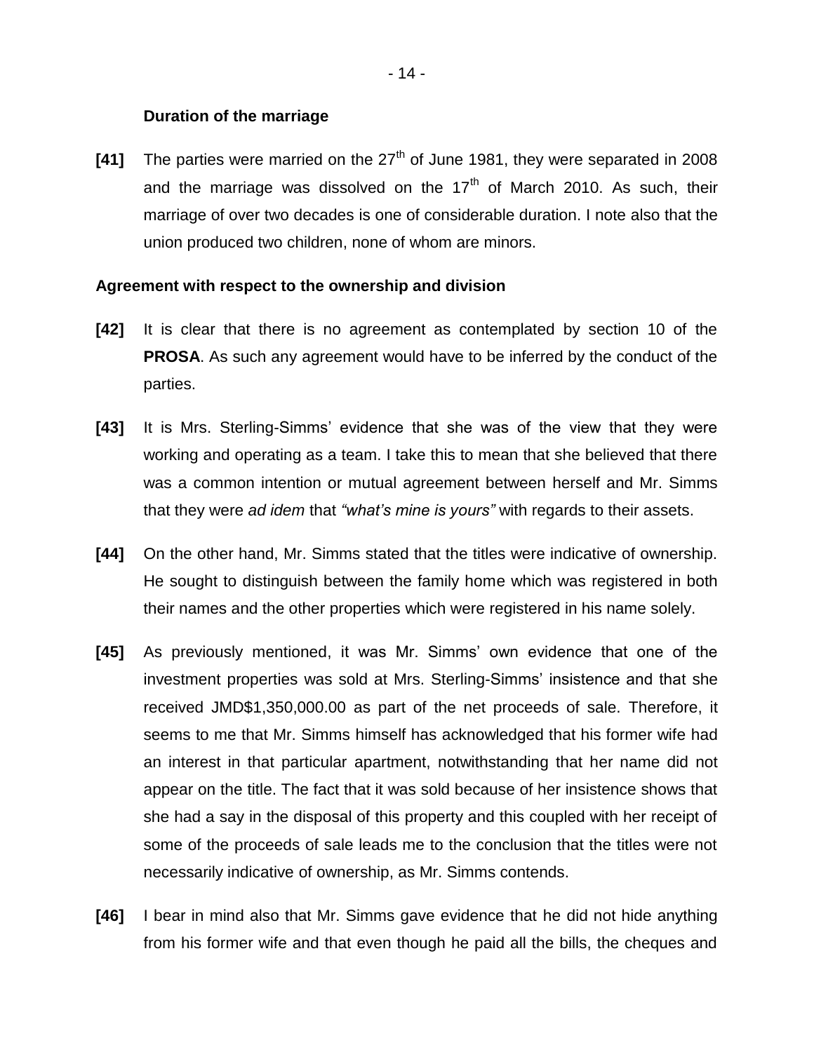### Duration of the marriage

**[41]** The parties were married on the 27th of June 1981, they were separated in 2008 and the marriage was dissolved on the 17th of March 2010. As such, their marriage of over two decades is one of considerable duration. I note also that the union produced two children, none of whom are minors.

### Agreement with respect to the ownership and division

**[42]** It is clear that there is no agreement as contemplated by section 10 of the **PROSA**. As such any agreement would have to be inferred by the conduct of the parties.

**[43]** It is Mrs. Sterling-Simms' evidence that she was of the view that they were working and operating as a team. I take this to mean that she believed that there was a common intention or mutual agreement between herself and Mr. Simms that they were *ad idem* that *"what's mine is yours"* with regards to their assets.

**[44]** On the other hand, Mr. Simms stated that the titles were indicative of ownership. He sought to distinguish between the family home which was registered in both their names and the other properties which were registered in his name solely.

**[45]** As previously mentioned, it was Mr. Simms' own evidence that one of the investment properties was sold at Mrs. Sterling-Simms' insistence and that she received JMD$1,350,000.00 as part of the net proceeds of sale. Therefore, it seems to me that Mr. Simms himself has acknowledged that his former wife had an interest in that particular apartment, notwithstanding that her name did not appear on the title. The fact that it was sold because of her insistence shows that she had a say in the disposal of this property and this coupled with her receipt of some of the proceeds of sale leads me to the conclusion that the titles were not necessarily indicative of ownership, as Mr. Simms contends.

**[46]** I bear in mind also that Mr. Simms gave evidence that he did not hide anything from his former wife and that even though he paid all the bills, the cheques and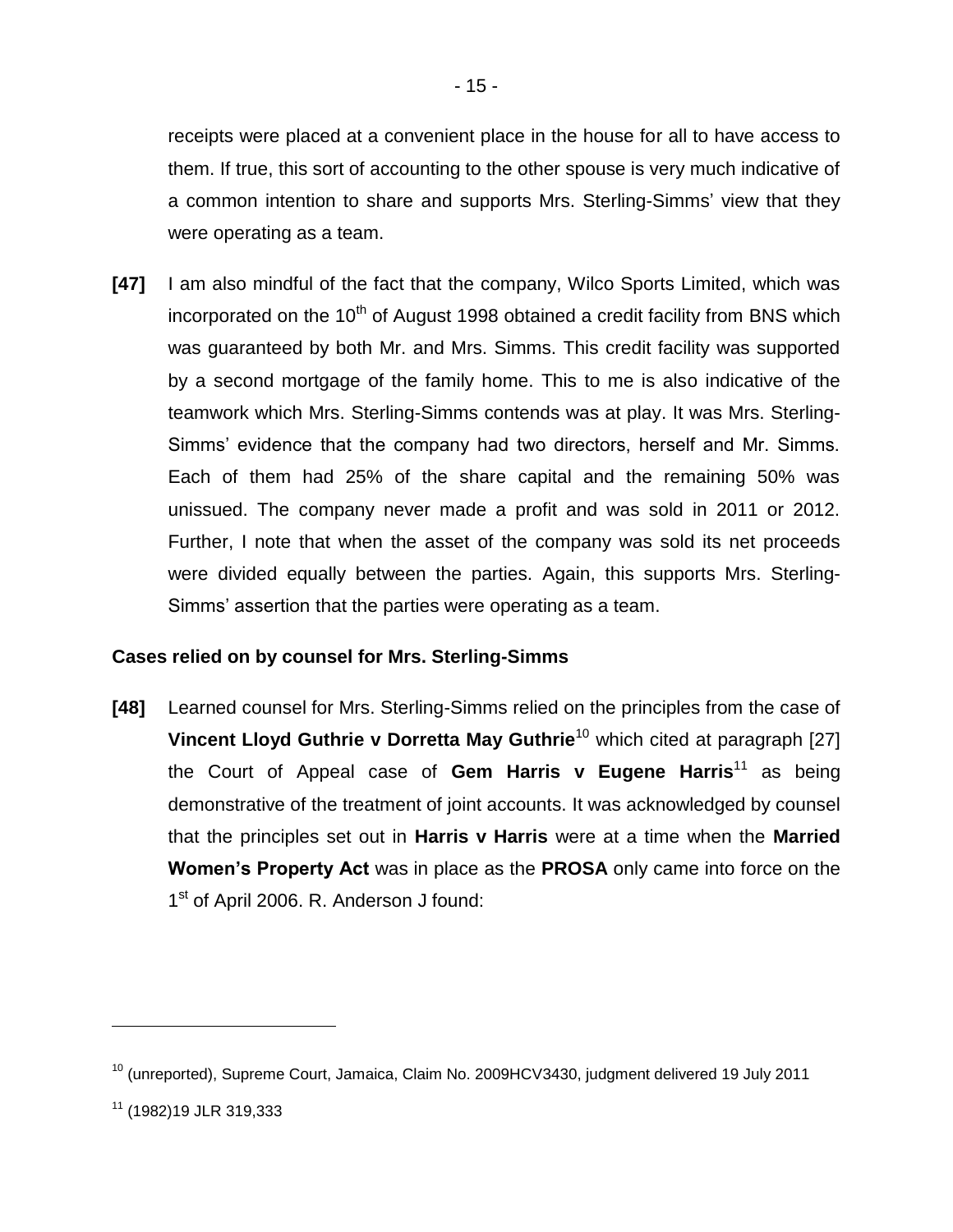receipts were placed at a convenient place in the house for all to have access to them. If true, this sort of accounting to the other spouse is very much indicative of a common intention to share and supports Mrs. Sterling-Simms' view that they were operating as a team.

**[47]** I am also mindful of the fact that the company, Wilco Sports Limited, which was incorporated on the 10th of August 1998 obtained a credit facility from BNS which was guaranteed by both Mr. and Mrs. Simms. This credit facility was supported by a second mortgage of the family home. This to me is also indicative of the teamwork which Mrs. Sterling-Simms contends was at play. It was Mrs. Sterling-Simms' evidence that the company had two directors, herself and Mr. Simms. Each of them had 25% of the share capital and the remaining 50% was unissued. The company never made a profit and was sold in 2011 or 2012. Further, I note that when the asset of the company was sold its net proceeds were divided equally between the parties. Again, this supports Mrs. Sterling-Simms' assertion that the parties were operating as a team.

### Cases relied on by counsel for Mrs. Sterling-Simms

**[48]** Learned counsel for Mrs. Sterling-Simms relied on the principles from the case of **Vincent Lloyd Guthrie v Dorretta May Guthrie**[10] which cited at paragraph [27] the Court of Appeal case of **Gem Harris v Eugene Harris**[11] as being demonstrative of the treatment of joint accounts. It was acknowledged by counsel that the principles set out in **Harris v Harris** were at a time when the **Married Women's Property Act** was in place as the **PROSA** only came into force on the 1st of April 2006. R. Anderson J found:

---

[10] (unreported), Supreme Court, Jamaica, Claim No. 2009HCV3430, judgment delivered 19 July 2011

[11] (1982)19 JLR 319,333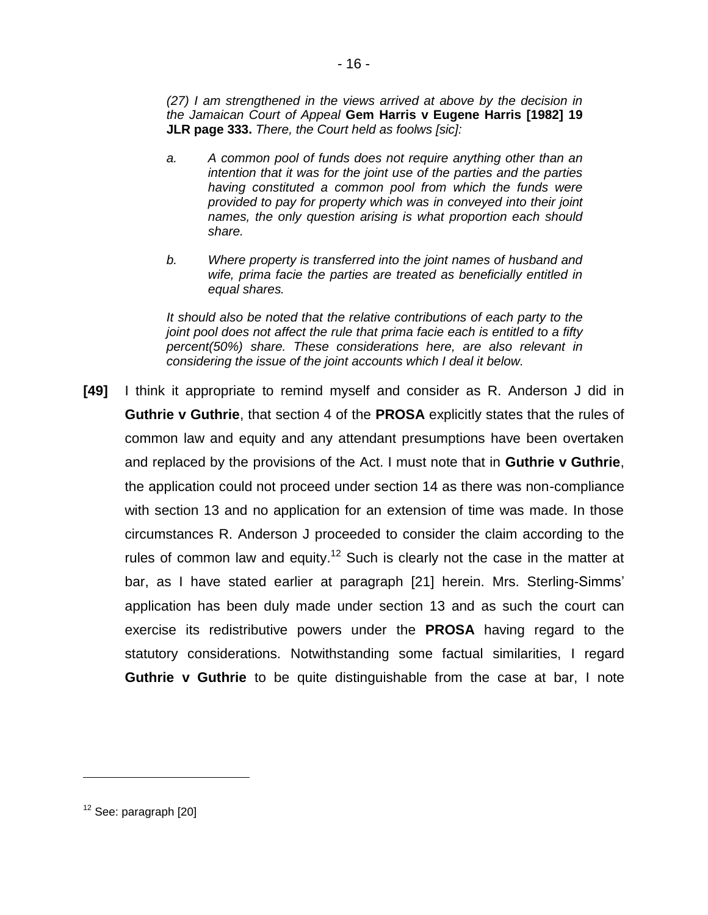*(27) I am strengthened in the views arrived at above by the decision in the Jamaican Court of Appeal* **Gem Harris v Eugene Harris [1982] 19 JLR page 333.** *There, the Court held as foolws [sic]:*

> *a. A common pool of funds does not require anything other than an intention that it was for the joint use of the parties and the parties having constituted a common pool from which the funds were provided to pay for property which was in conveyed into their joint names, the only question arising is what proportion each should share.*
>
> *b. Where property is transferred into the joint names of husband and wife, prima facie the parties are treated as beneficially entitled in equal shares.*

*It should also be noted that the relative contributions of each party to the joint pool does not affect the rule that prima facie each is entitled to a fifty percent(50%) share. These considerations here, are also relevant in considering the issue of the joint accounts which I deal it below.*

**[49]** I think it appropriate to remind myself and consider as R. Anderson J did in **Guthrie v Guthrie**, that section 4 of the **PROSA** explicitly states that the rules of common law and equity and any attendant presumptions have been overtaken and replaced by the provisions of the Act. I must note that in **Guthrie v Guthrie**, the application could not proceed under section 14 as there was non-compliance with section 13 and no application for an extension of time was made. In those circumstances R. Anderson J proceeded to consider the claim according to the rules of common law and equity.[12] Such is clearly not the case in the matter at bar, as I have stated earlier at paragraph [21] herein. Mrs. Sterling-Simms' application has been duly made under section 13 and as such the court can exercise its redistributive powers under the **PROSA** having regard to the statutory considerations. Notwithstanding some factual similarities, I regard **Guthrie v Guthrie** to be quite distinguishable from the case at bar, I note

---

[12] See: paragraph [20]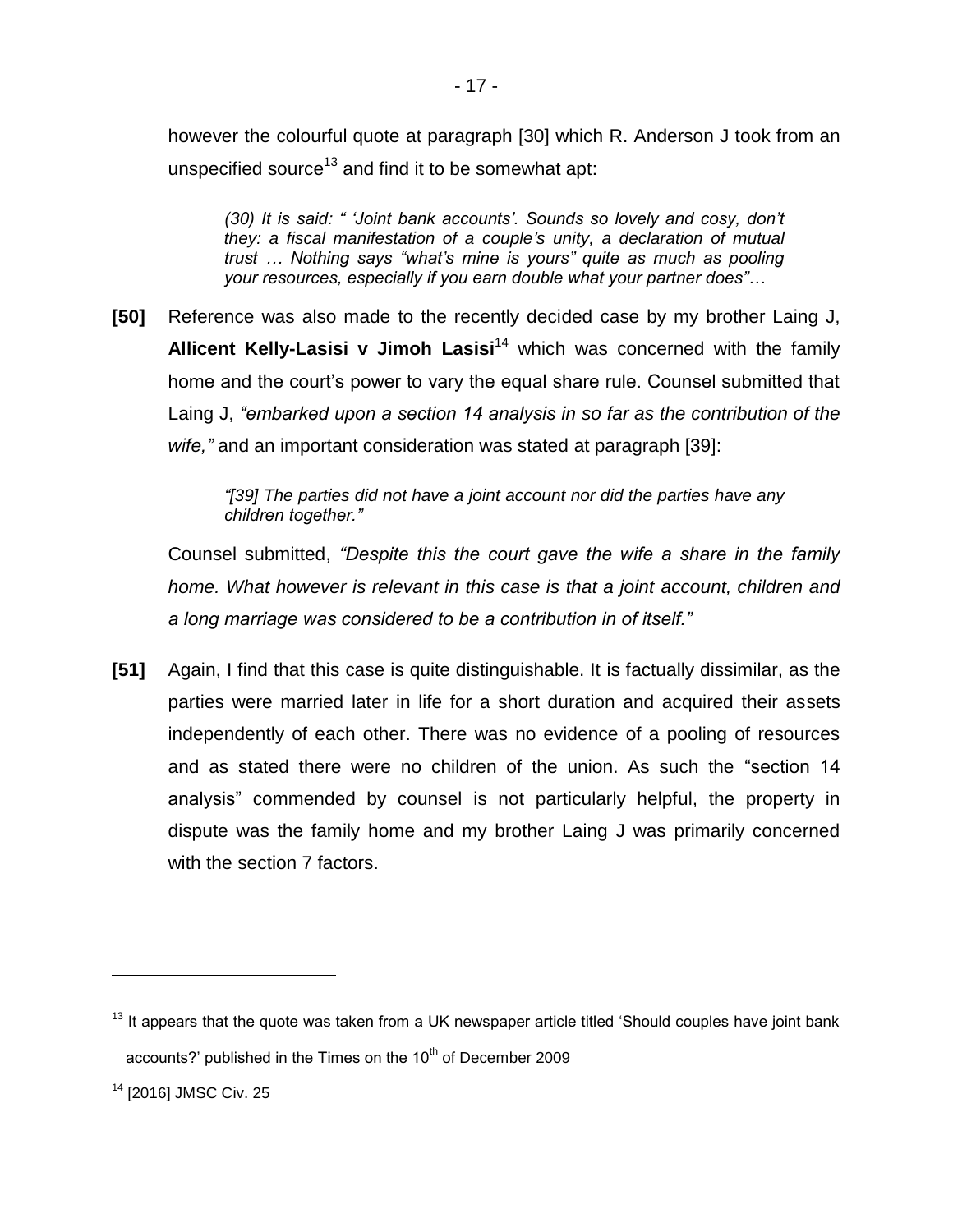however the colourful quote at paragraph [30] which R. Anderson J took from an unspecified source[13] and find it to be somewhat apt:

> *(30) It is said: " 'Joint bank accounts'. Sounds so lovely and cosy, don't they: a fiscal manifestation of a couple's unity, a declaration of mutual trust … Nothing says "what's mine is yours" quite as much as pooling your resources, especially if you earn double what your partner does"…*

**[50]** Reference was also made to the recently decided case by my brother Laing J, **Allicent Kelly-Lasisi v Jimoh Lasisi**[14] which was concerned with the family home and the court's power to vary the equal share rule. Counsel submitted that Laing J, *"embarked upon a section 14 analysis in so far as the contribution of the wife,"* and an important consideration was stated at paragraph [39]:

> *"[39] The parties did not have a joint account nor did the parties have any children together."*

Counsel submitted, *"Despite this the court gave the wife a share in the family home. What however is relevant in this case is that a joint account, children and a long marriage was considered to be a contribution in of itself."*

**[51]** Again, I find that this case is quite distinguishable. It is factually dissimilar, as the parties were married later in life for a short duration and acquired their assets independently of each other. There was no evidence of a pooling of resources and as stated there were no children of the union. As such the "section 14 analysis" commended by counsel is not particularly helpful, the property in dispute was the family home and my brother Laing J was primarily concerned with the section 7 factors.

---

[13] It appears that the quote was taken from a UK newspaper article titled 'Should couples have joint bank accounts?' published in the Times on the 10th of December 2009

[14] [2016] JMSC Civ. 25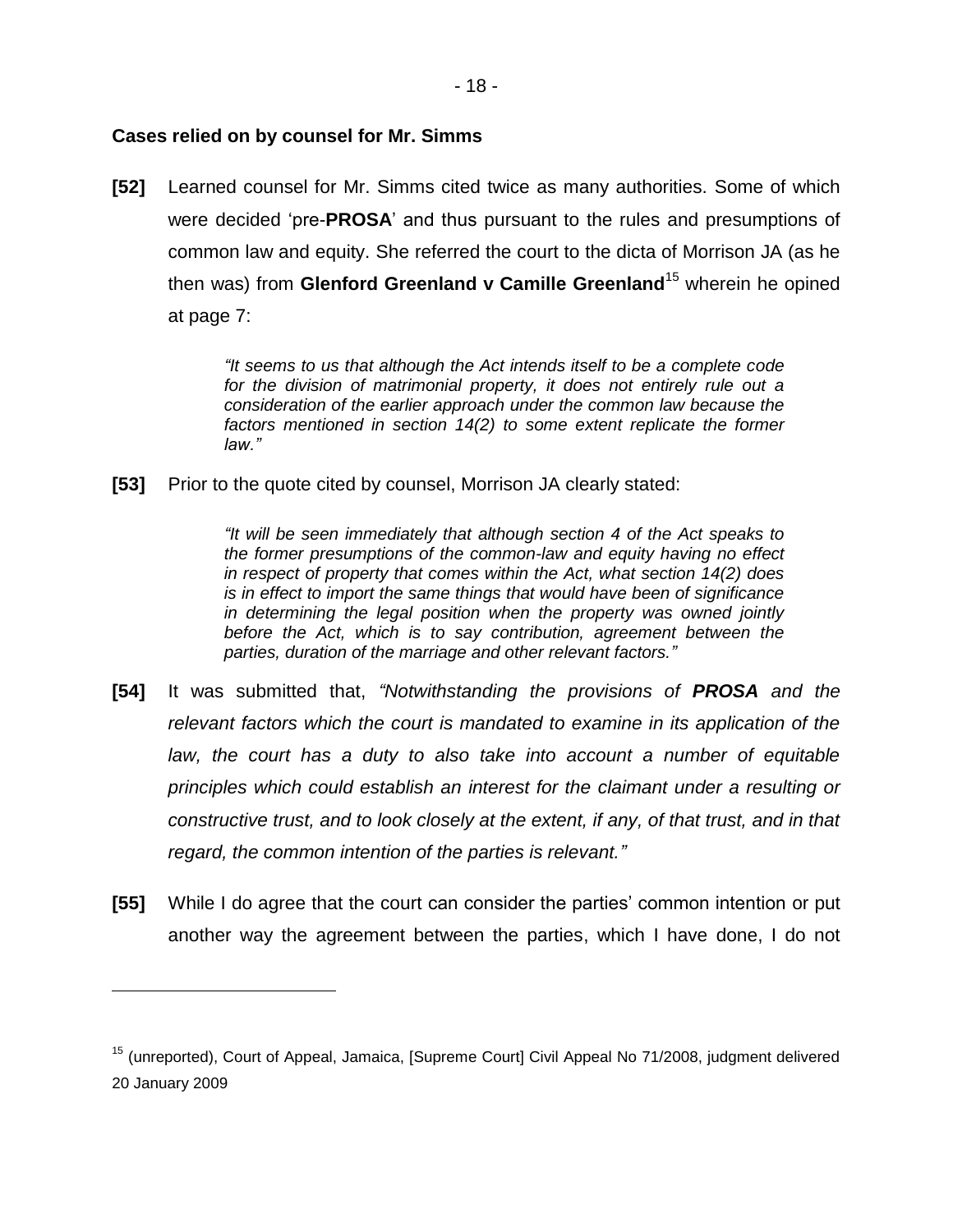**Cases relied on by counsel for Mr. Simms**

**[52]** Learned counsel for Mr. Simms cited twice as many authorities. Some of which were decided 'pre-**PROSA**' and thus pursuant to the rules and presumptions of common law and equity. She referred the court to the dicta of Morrison JA (as he then was) from **Glenford Greenland v Camille Greenland**[15] wherein he opined at page 7:

> *"It seems to us that although the Act intends itself to be a complete code for the division of matrimonial property, it does not entirely rule out a consideration of the earlier approach under the common law because the factors mentioned in section 14(2) to some extent replicate the former law."*

**[53]** Prior to the quote cited by counsel, Morrison JA clearly stated:

> *"It will be seen immediately that although section 4 of the Act speaks to the former presumptions of the common-law and equity having no effect in respect of property that comes within the Act, what section 14(2) does is in effect to import the same things that would have been of significance in determining the legal position when the property was owned jointly before the Act, which is to say contribution, agreement between the parties, duration of the marriage and other relevant factors."*

**[54]** It was submitted that, *"Notwithstanding the provisions of **PROSA** and the relevant factors which the court is mandated to examine in its application of the law, the court has a duty to also take into account a number of equitable principles which could establish an interest for the claimant under a resulting or constructive trust, and to look closely at the extent, if any, of that trust, and in that regard, the common intention of the parties is relevant."*

**[55]** While I do agree that the court can consider the parties' common intention or put another way the agreement between the parties, which I have done, I do not

---

[15] (unreported), Court of Appeal, Jamaica, [Supreme Court] Civil Appeal No 71/2008, judgment delivered 20 January 2009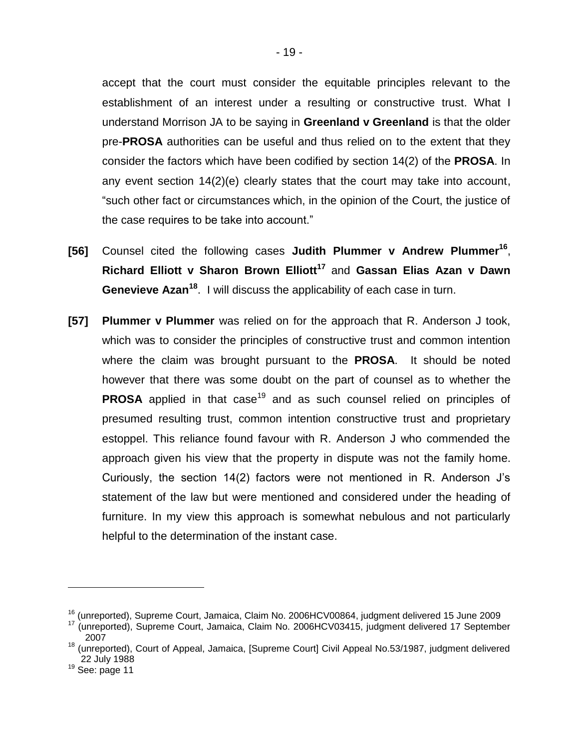accept that the court must consider the equitable principles relevant to the establishment of an interest under a resulting or constructive trust. What I understand Morrison JA to be saying in **Greenland v Greenland** is that the older pre-**PROSA** authorities can be useful and thus relied on to the extent that they consider the factors which have been codified by section 14(2) of the **PROSA**. In any event section 14(2)(e) clearly states that the court may take into account, "such other fact or circumstances which, in the opinion of the Court, the justice of the case requires to be take into account."

**[56]** Counsel cited the following cases **Judith Plummer v Andrew Plummer**[16], **Richard Elliott v Sharon Brown Elliott**[17] and **Gassan Elias Azan v Dawn Genevieve Azan**[18]. I will discuss the applicability of each case in turn.

**[57]** **Plummer v Plummer** was relied on for the approach that R. Anderson J took, which was to consider the principles of constructive trust and common intention where the claim was brought pursuant to the **PROSA**. It should be noted however that there was some doubt on the part of counsel as to whether the **PROSA** applied in that case[19] and as such counsel relied on principles of presumed resulting trust, common intention constructive trust and proprietary estoppel. This reliance found favour with R. Anderson J who commended the approach given his view that the property in dispute was not the family home. Curiously, the section 14(2) factors were not mentioned in R. Anderson J's statement of the law but were mentioned and considered under the heading of furniture. In my view this approach is somewhat nebulous and not particularly helpful to the determination of the instant case.

---

[16] (unreported), Supreme Court, Jamaica, Claim No. 2006HCV00864, judgment delivered 15 June 2009

[17] (unreported), Supreme Court, Jamaica, Claim No. 2006HCV03415, judgment delivered 17 September 2007

[18] (unreported), Court of Appeal, Jamaica, [Supreme Court] Civil Appeal No.53/1987, judgment delivered 22 July 1988

[19] See: page 11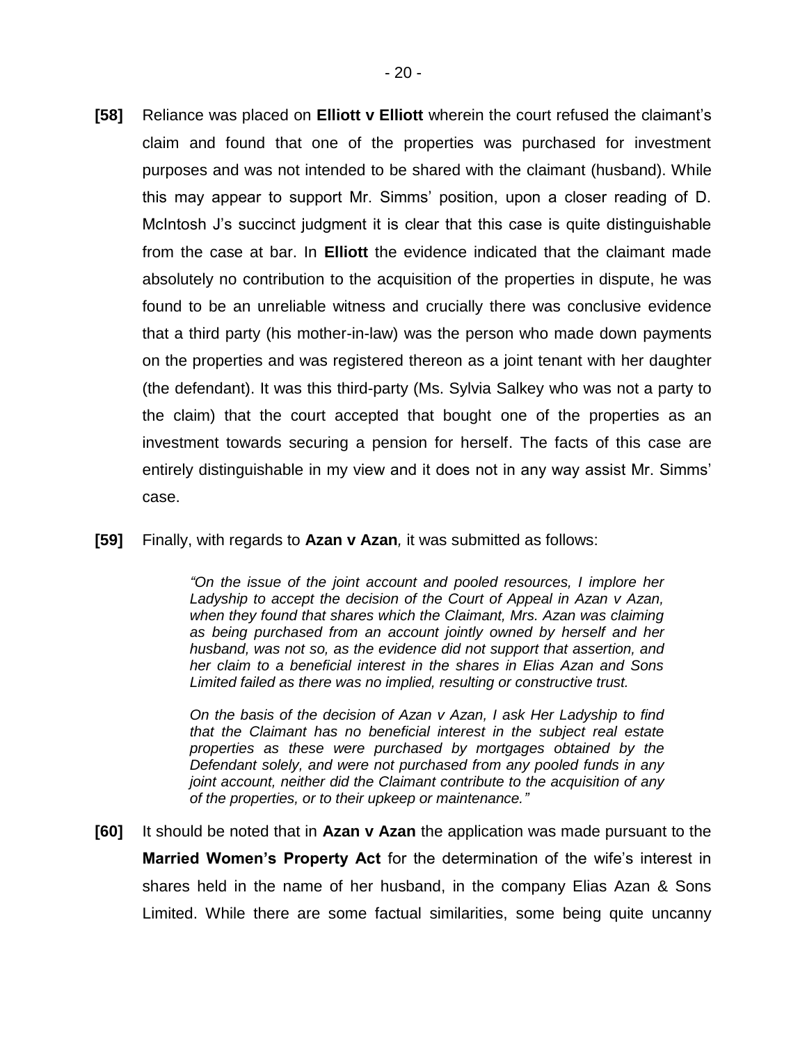**[58]** Reliance was placed on **Elliott v Elliott** wherein the court refused the claimant's claim and found that one of the properties was purchased for investment purposes and was not intended to be shared with the claimant (husband). While this may appear to support Mr. Simms' position, upon a closer reading of D. McIntosh J's succinct judgment it is clear that this case is quite distinguishable from the case at bar. In **Elliott** the evidence indicated that the claimant made absolutely no contribution to the acquisition of the properties in dispute, he was found to be an unreliable witness and crucially there was conclusive evidence that a third party (his mother-in-law) was the person who made down payments on the properties and was registered thereon as a joint tenant with her daughter (the defendant). It was this third-party (Ms. Sylvia Salkey who was not a party to the claim) that the court accepted that bought one of the properties as an investment towards securing a pension for herself. The facts of this case are entirely distinguishable in my view and it does not in any way assist Mr. Simms' case.

**[59]** Finally, with regards to **Azan v Azan**, it was submitted as follows:

> *"On the issue of the joint account and pooled resources, I implore her Ladyship to accept the decision of the Court of Appeal in Azan v Azan, when they found that shares which the Claimant, Mrs. Azan was claiming as being purchased from an account jointly owned by herself and her husband, was not so, as the evidence did not support that assertion, and her claim to a beneficial interest in the shares in Elias Azan and Sons Limited failed as there was no implied, resulting or constructive trust.*
>
> *On the basis of the decision of Azan v Azan, I ask Her Ladyship to find that the Claimant has no beneficial interest in the subject real estate properties as these were purchased by mortgages obtained by the Defendant solely, and were not purchased from any pooled funds in any joint account, neither did the Claimant contribute to the acquisition of any of the properties, or to their upkeep or maintenance."*

**[60]** It should be noted that in **Azan v Azan** the application was made pursuant to the **Married Women's Property Act** for the determination of the wife's interest in shares held in the name of her husband, in the company Elias Azan & Sons Limited. While there are some factual similarities, some being quite uncanny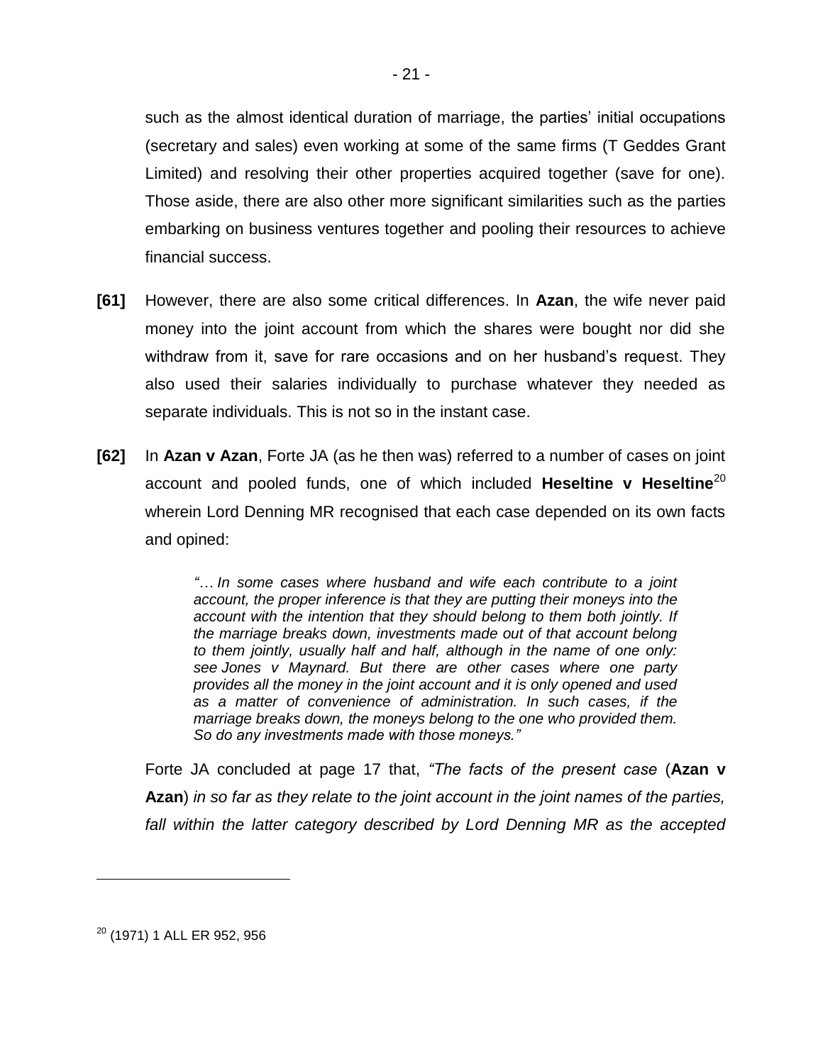such as the almost identical duration of marriage, the parties' initial occupations (secretary and sales) even working at some of the same firms (T Geddes Grant Limited) and resolving their other properties acquired together (save for one). Those aside, there are also other more significant similarities such as the parties embarking on business ventures together and pooling their resources to achieve financial success.

**[61]** However, there are also some critical differences. In **Azan**, the wife never paid money into the joint account from which the shares were bought nor did she withdraw from it, save for rare occasions and on her husband's request. They also used their salaries individually to purchase whatever they needed as separate individuals. This is not so in the instant case.

**[62]** In **Azan v Azan**, Forte JA (as he then was) referred to a number of cases on joint account and pooled funds, one of which included **Heseltine v Heseltine**[20] wherein Lord Denning MR recognised that each case depended on its own facts and opined:

> *"… In some cases where husband and wife each contribute to a joint account, the proper inference is that they are putting their moneys into the account with the intention that they should belong to them both jointly. If the marriage breaks down, investments made out of that account belong to them jointly, usually half and half, although in the name of one only: see Jones v Maynard. But there are other cases where one party provides all the money in the joint account and it is only opened and used as a matter of convenience of administration. In such cases, if the marriage breaks down, the moneys belong to the one who provided them. So do any investments made with those moneys."*

Forte JA concluded at page 17 that, *"The facts of the present case* (**Azan v Azan**) *in so far as they relate to the joint account in the joint names of the parties, fall within the latter category described by Lord Denning MR as the accepted*

---

[20] (1971) 1 ALL ER 952, 956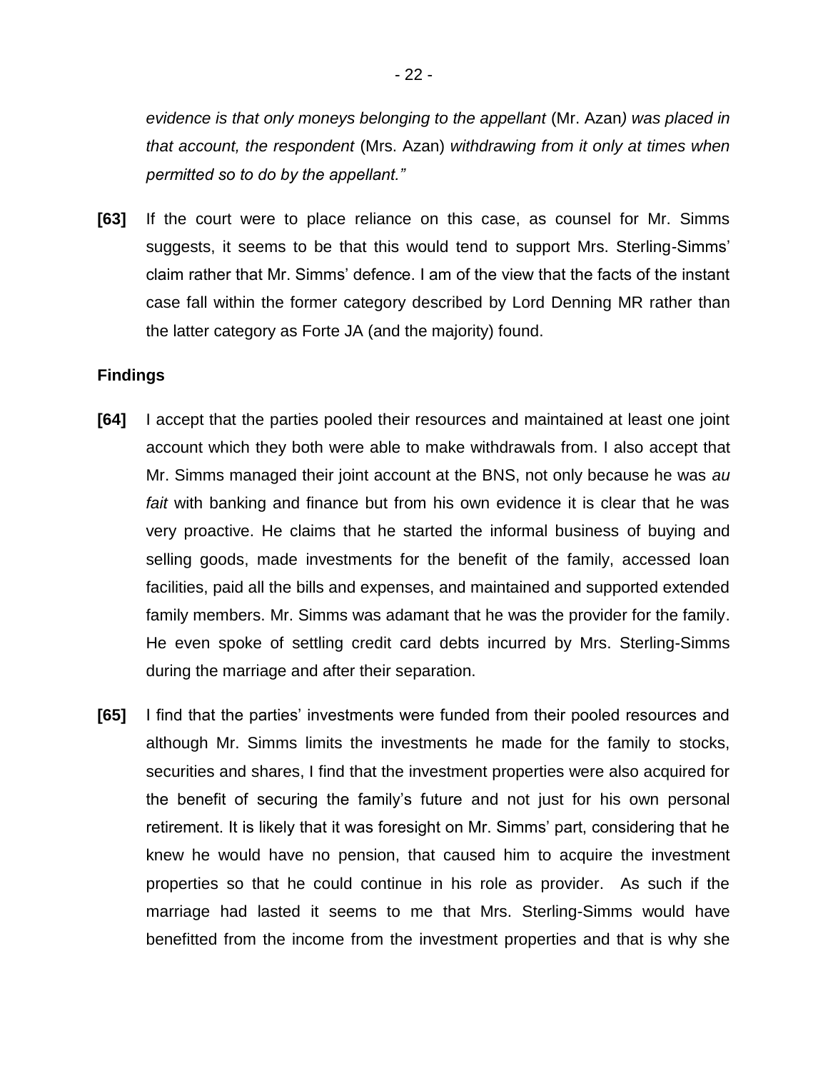*evidence is that only moneys belonging to the appellant* (Mr. Azan*) was placed in that account, the respondent* (Mrs. Azan) *withdrawing from it only at times when permitted so to do by the appellant."*

**[63]** If the court were to place reliance on this case, as counsel for Mr. Simms suggests, it seems to be that this would tend to support Mrs. Sterling-Simms' claim rather that Mr. Simms' defence. I am of the view that the facts of the instant case fall within the former category described by Lord Denning MR rather than the latter category as Forte JA (and the majority) found.

**Findings**

**[64]** I accept that the parties pooled their resources and maintained at least one joint account which they both were able to make withdrawals from. I also accept that Mr. Simms managed their joint account at the BNS, not only because he was *au fait* with banking and finance but from his own evidence it is clear that he was very proactive. He claims that he started the informal business of buying and selling goods, made investments for the benefit of the family, accessed loan facilities, paid all the bills and expenses, and maintained and supported extended family members. Mr. Simms was adamant that he was the provider for the family. He even spoke of settling credit card debts incurred by Mrs. Sterling-Simms during the marriage and after their separation.

**[65]** I find that the parties' investments were funded from their pooled resources and although Mr. Simms limits the investments he made for the family to stocks, securities and shares, I find that the investment properties were also acquired for the benefit of securing the family's future and not just for his own personal retirement. It is likely that it was foresight on Mr. Simms' part, considering that he knew he would have no pension, that caused him to acquire the investment properties so that he could continue in his role as provider. As such if the marriage had lasted it seems to me that Mrs. Sterling-Simms would have benefitted from the income from the investment properties and that is why she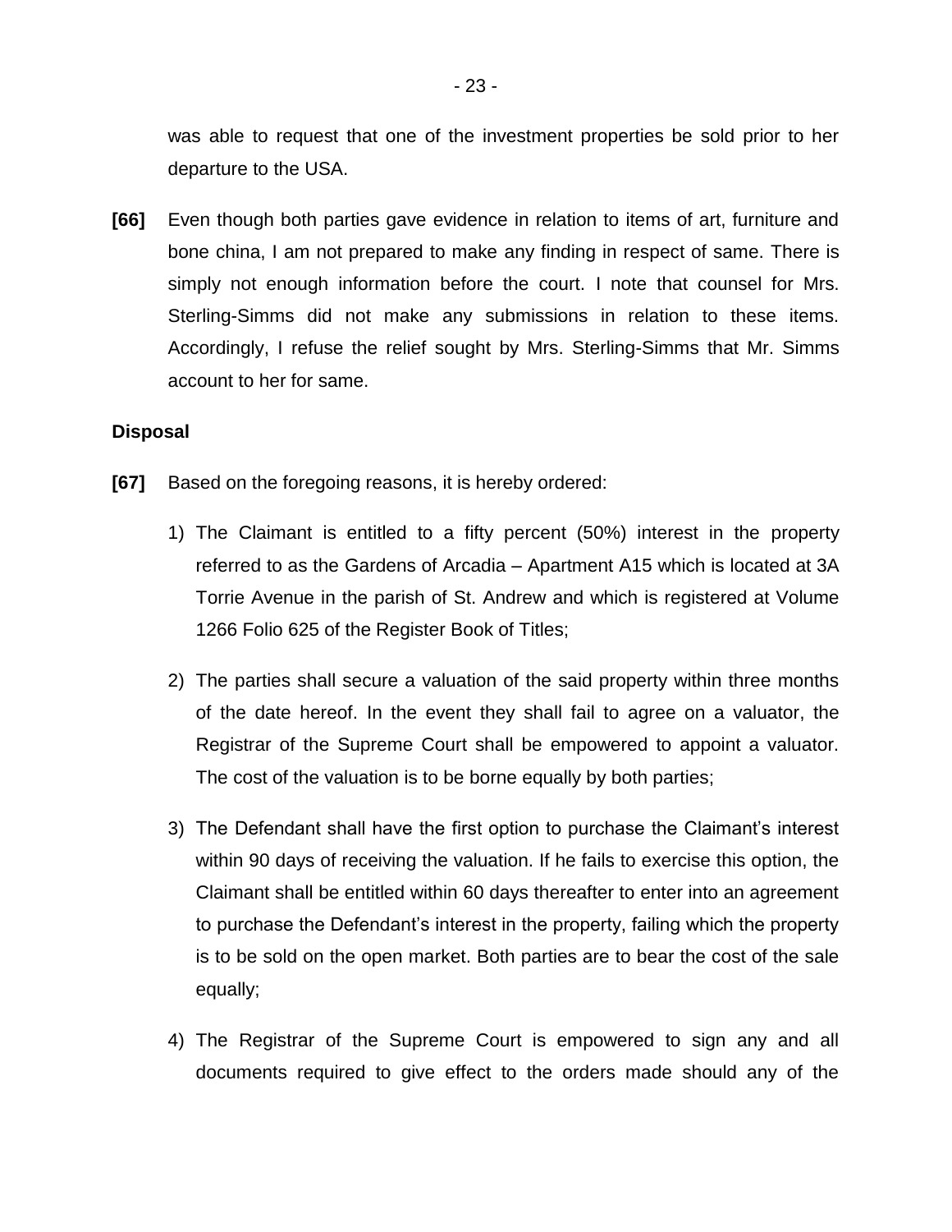was able to request that one of the investment properties be sold prior to her departure to the USA.

**[66]** Even though both parties gave evidence in relation to items of art, furniture and bone china, I am not prepared to make any finding in respect of same. There is simply not enough information before the court. I note that counsel for Mrs. Sterling-Simms did not make any submissions in relation to these items. Accordingly, I refuse the relief sought by Mrs. Sterling-Simms that Mr. Simms account to her for same.

**Disposal**

**[67]** Based on the foregoing reasons, it is hereby ordered:

1) The Claimant is entitled to a fifty percent (50%) interest in the property referred to as the Gardens of Arcadia – Apartment A15 which is located at 3A Torrie Avenue in the parish of St. Andrew and which is registered at Volume 1266 Folio 625 of the Register Book of Titles;

2) The parties shall secure a valuation of the said property within three months of the date hereof. In the event they shall fail to agree on a valuator, the Registrar of the Supreme Court shall be empowered to appoint a valuator. The cost of the valuation is to be borne equally by both parties;

3) The Defendant shall have the first option to purchase the Claimant's interest within 90 days of receiving the valuation. If he fails to exercise this option, the Claimant shall be entitled within 60 days thereafter to enter into an agreement to purchase the Defendant's interest in the property, failing which the property is to be sold on the open market. Both parties are to bear the cost of the sale equally;

4) The Registrar of the Supreme Court is empowered to sign any and all documents required to give effect to the orders made should any of the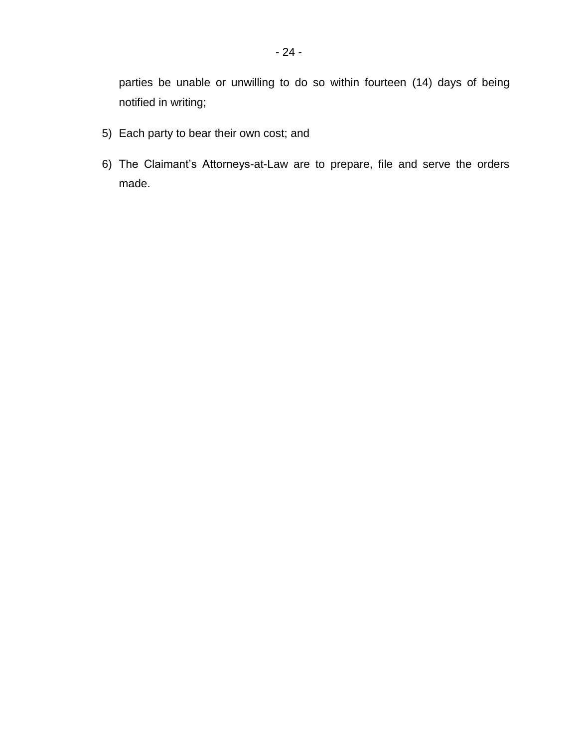parties be unable or unwilling to do so within fourteen (14) days of being notified in writing;

5) Each party to bear their own cost; and

6) The Claimant's Attorneys-at-Law are to prepare, file and serve the orders made.